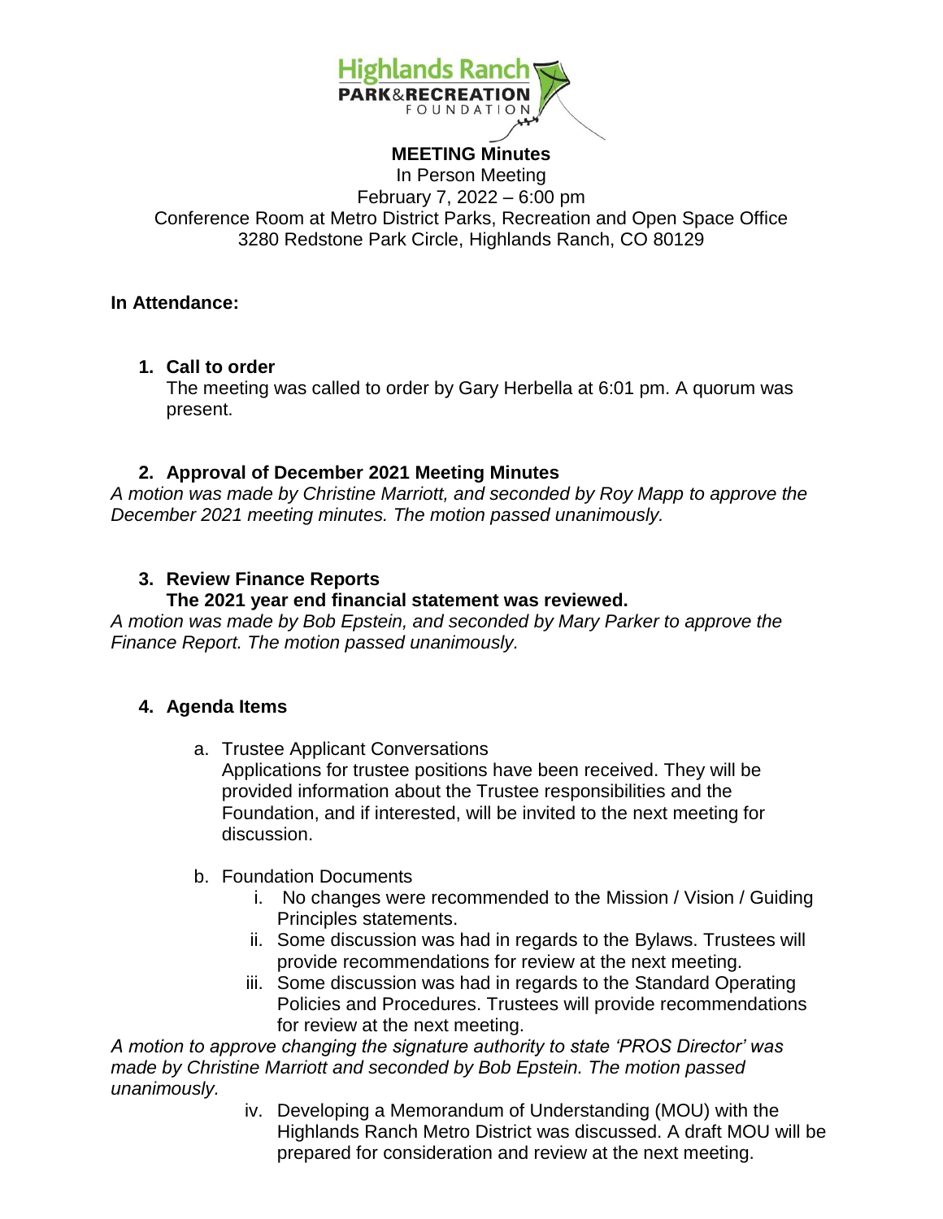# MEETING Minutes

In Person Meeting
February 7, 2022 – 6:00 pm
Conference Room at Metro District Parks, Recreation and Open Space Office
3280 Redstone Park Circle, Highlands Ranch, CO 80129

**In Attendance:**

1. **Call to order**
   The meeting was called to order by Gary Herbella at 6:01 pm. A quorum was present.

2. **Approval of December 2021 Meeting Minutes**

*A motion was made by Christine Marriott, and seconded by Roy Mapp to approve the December 2021 meeting minutes. The motion passed unanimously.*

3. **Review Finance Reports**
   **The 2021 year end financial statement was reviewed.**

*A motion was made by Bob Epstein, and seconded by Mary Parker to approve the Finance Report. The motion passed unanimously.*

4. **Agenda Items**

   a. Trustee Applicant Conversations
      Applications for trustee positions have been received. They will be provided information about the Trustee responsibilities and the Foundation, and if interested, will be invited to the next meeting for discussion.

   b. Foundation Documents
      i. No changes were recommended to the Mission / Vision / Guiding Principles statements.
      ii. Some discussion was had in regards to the Bylaws. Trustees will provide recommendations for review at the next meeting.
      iii. Some discussion was had in regards to the Standard Operating Policies and Procedures. Trustees will provide recommendations for review at the next meeting.

*A motion to approve changing the signature authority to state 'PROS Director' was made by Christine Marriott and seconded by Bob Epstein. The motion passed unanimously.*

      iv. Developing a Memorandum of Understanding (MOU) with the Highlands Ranch Metro District was discussed. A draft MOU will be prepared for consideration and review at the next meeting.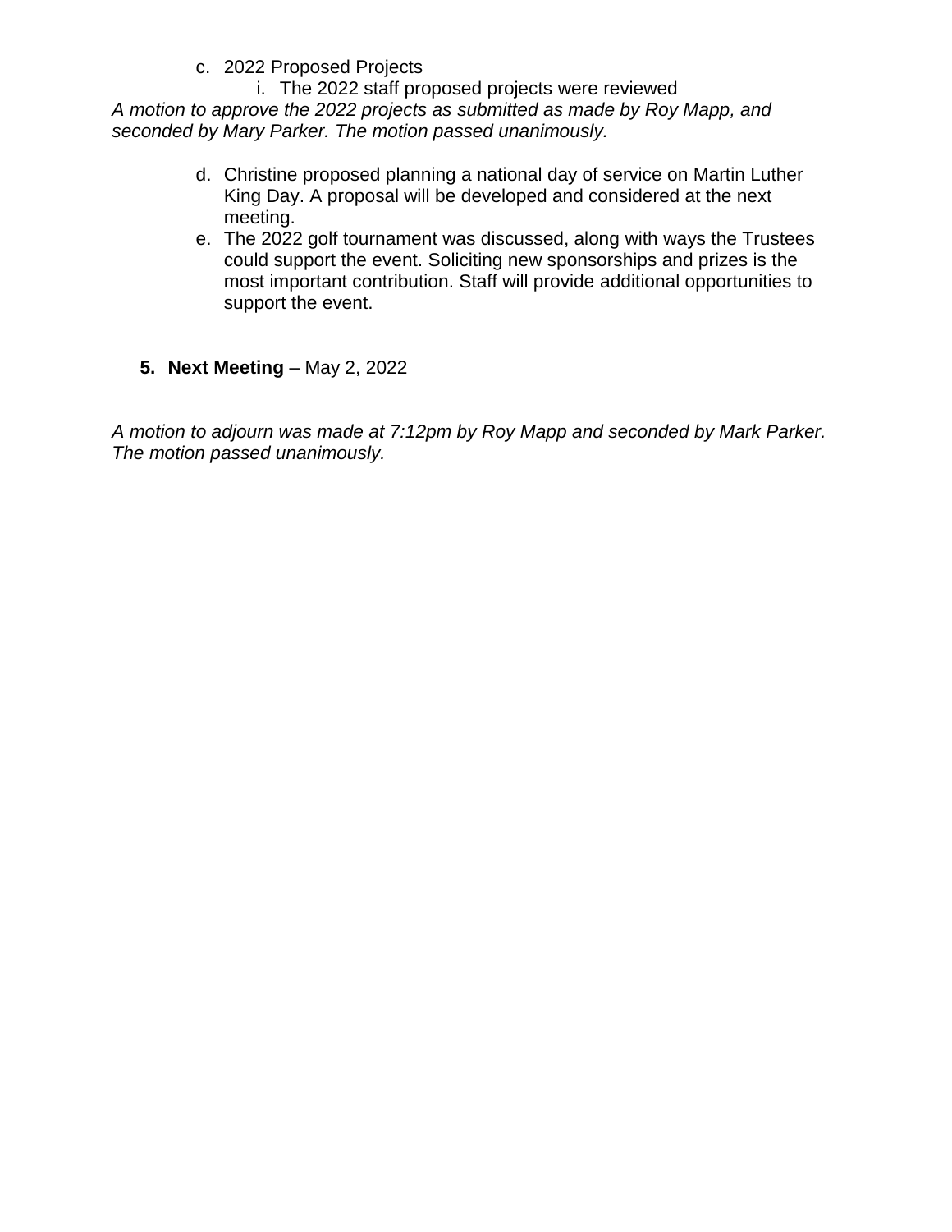c. 2022 Proposed Projects
    i. The 2022 staff proposed projects were reviewed

*A motion to approve the 2022 projects as submitted as made by Roy Mapp, and seconded by Mary Parker. The motion passed unanimously.*

d. Christine proposed planning a national day of service on Martin Luther King Day. A proposal will be developed and considered at the next meeting.
e. The 2022 golf tournament was discussed, along with ways the Trustees could support the event. Soliciting new sponsorships and prizes is the most important contribution. Staff will provide additional opportunities to support the event.

**5. Next Meeting** – May 2, 2022

*A motion to adjourn was made at 7:12pm by Roy Mapp and seconded by Mark Parker. The motion passed unanimously.*